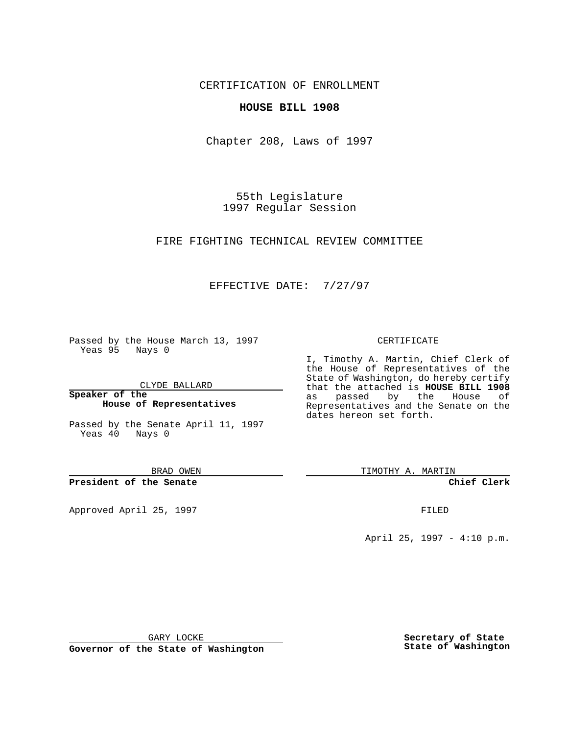CERTIFICATION OF ENROLLMENT

**HOUSE BILL 1908**

Chapter 208, Laws of 1997

55th Legislature
1997 Regular Session

FIRE FIGHTING TECHNICAL REVIEW COMMITTEE

EFFECTIVE DATE: 7/27/97

Passed by the House March 13, 1997
Yeas 95 Nays 0

CLYDE BALLARD

**Speaker of the House of Representatives**

Passed by the Senate April 11, 1997
Yeas 40 Nays 0

BRAD OWEN

**President of the Senate**

Approved April 25, 1997

GARY LOCKE

**Governor of the State of Washington**

CERTIFICATE

I, Timothy A. Martin, Chief Clerk of the House of Representatives of the State of Washington, do hereby certify that the attached is **HOUSE BILL 1908** as passed by the House of Representatives and the Senate on the dates hereon set forth.

TIMOTHY A. MARTIN

**Chief Clerk**

FILED

April 25, 1997 - 4:10 p.m.

**Secretary of State State of Washington**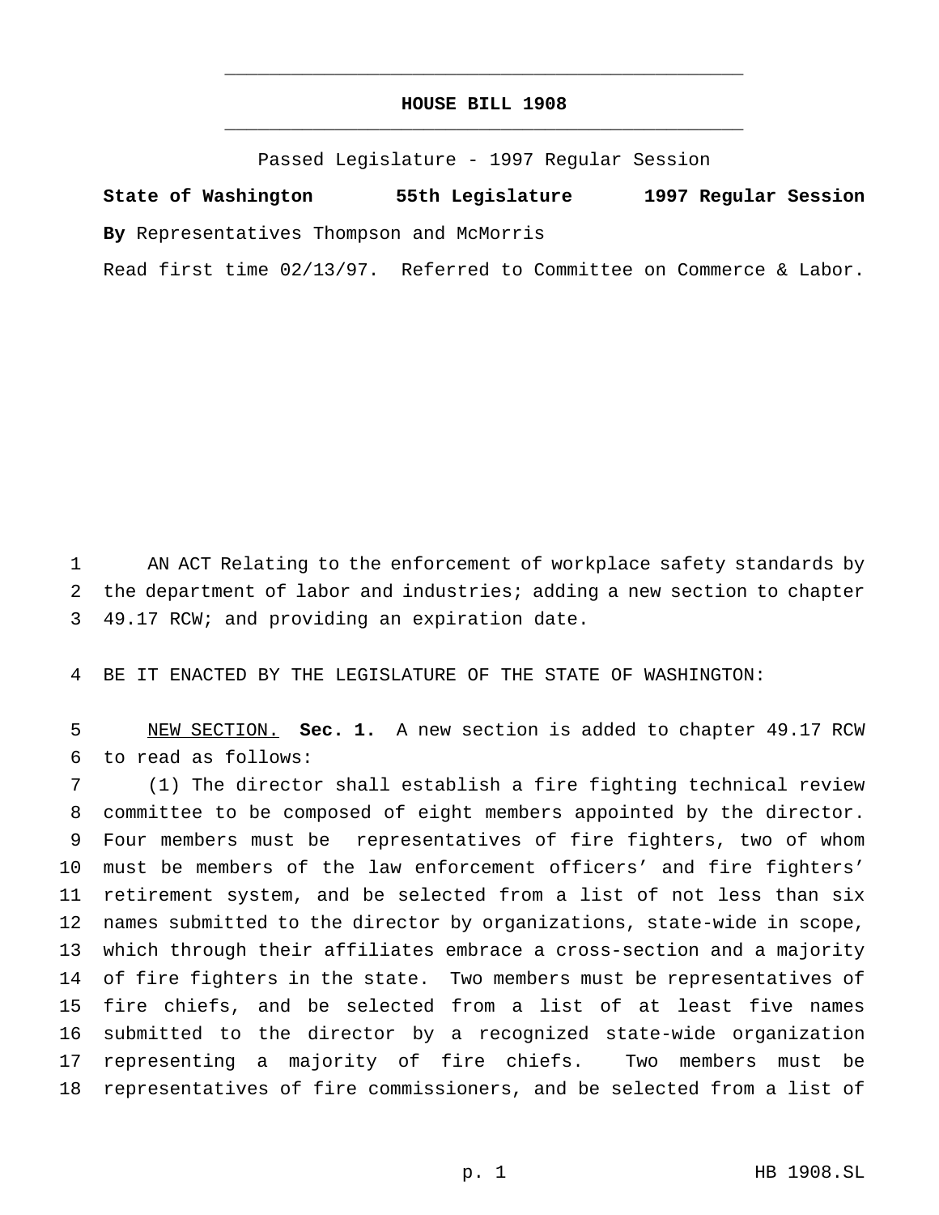# HOUSE BILL 1908

Passed Legislature - 1997 Regular Session

**State of Washington 55th Legislature 1997 Regular Session**

**By** Representatives Thompson and McMorris

Read first time 02/13/97. Referred to Committee on Commerce & Labor.

AN ACT Relating to the enforcement of workplace safety standards by the department of labor and industries; adding a new section to chapter 49.17 RCW; and providing an expiration date.

BE IT ENACTED BY THE LEGISLATURE OF THE STATE OF WASHINGTON:

NEW SECTION. **Sec. 1.** A new section is added to chapter 49.17 RCW to read as follows:

(1) The director shall establish a fire fighting technical review committee to be composed of eight members appointed by the director. Four members must be representatives of fire fighters, two of whom must be members of the law enforcement officers' and fire fighters' retirement system, and be selected from a list of not less than six names submitted to the director by organizations, state-wide in scope, which through their affiliates embrace a cross-section and a majority of fire fighters in the state. Two members must be representatives of fire chiefs, and be selected from a list of at least five names submitted to the director by a recognized state-wide organization representing a majority of fire chiefs. Two members must be representatives of fire commissioners, and be selected from a list of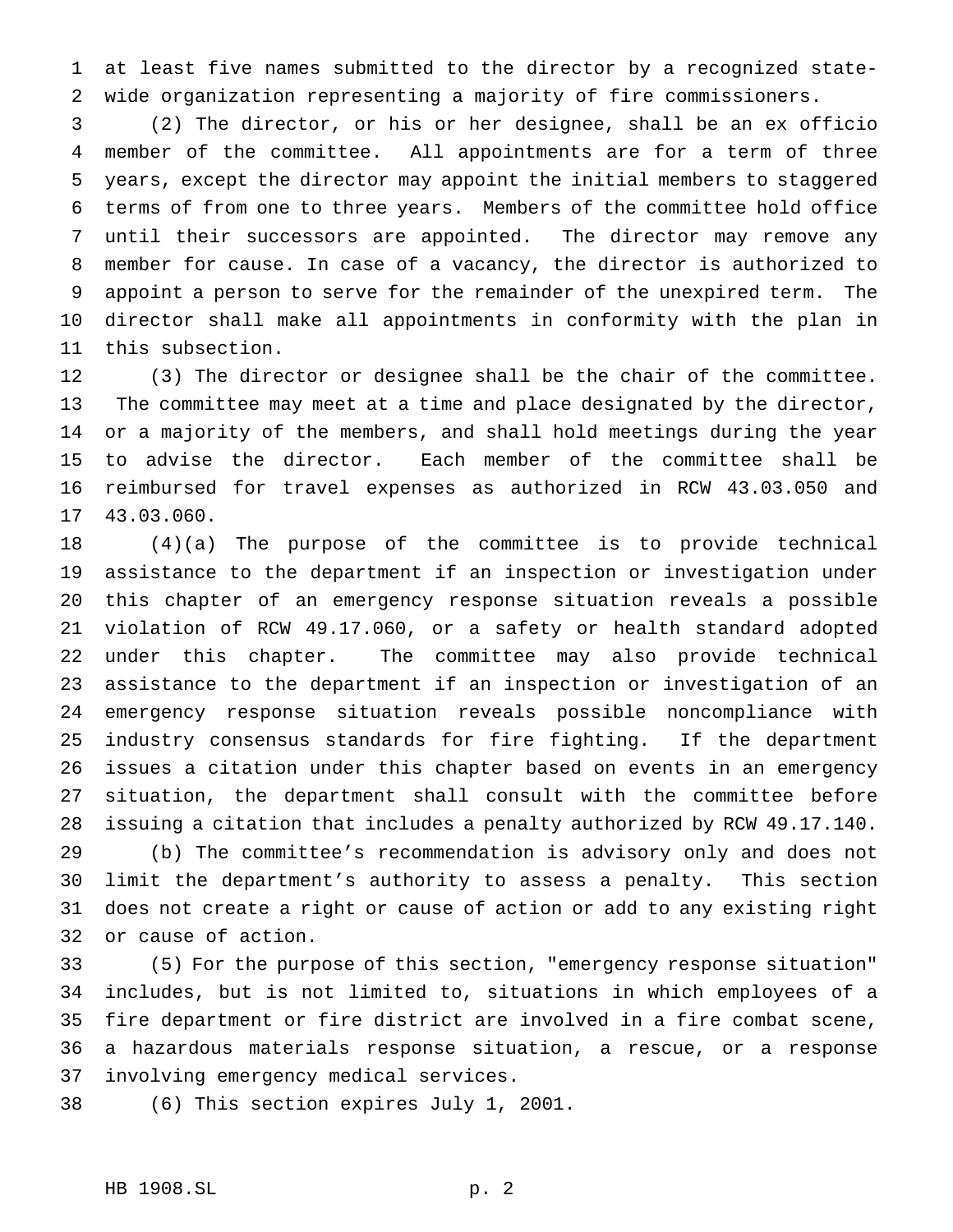at least five names submitted to the director by a recognized state-wide organization representing a majority of fire commissioners.

(2) The director, or his or her designee, shall be an ex officio member of the committee. All appointments are for a term of three years, except the director may appoint the initial members to staggered terms of from one to three years. Members of the committee hold office until their successors are appointed. The director may remove any member for cause. In case of a vacancy, the director is authorized to appoint a person to serve for the remainder of the unexpired term. The director shall make all appointments in conformity with the plan in this subsection.

(3) The director or designee shall be the chair of the committee. The committee may meet at a time and place designated by the director, or a majority of the members, and shall hold meetings during the year to advise the director. Each member of the committee shall be reimbursed for travel expenses as authorized in RCW 43.03.050 and 43.03.060.

(4)(a) The purpose of the committee is to provide technical assistance to the department if an inspection or investigation under this chapter of an emergency response situation reveals a possible violation of RCW 49.17.060, or a safety or health standard adopted under this chapter. The committee may also provide technical assistance to the department if an inspection or investigation of an emergency response situation reveals possible noncompliance with industry consensus standards for fire fighting. If the department issues a citation under this chapter based on events in an emergency situation, the department shall consult with the committee before issuing a citation that includes a penalty authorized by RCW 49.17.140.

(b) The committee's recommendation is advisory only and does not limit the department's authority to assess a penalty. This section does not create a right or cause of action or add to any existing right or cause of action.

(5) For the purpose of this section, "emergency response situation" includes, but is not limited to, situations in which employees of a fire department or fire district are involved in a fire combat scene, a hazardous materials response situation, a rescue, or a response involving emergency medical services.

(6) This section expires July 1, 2001.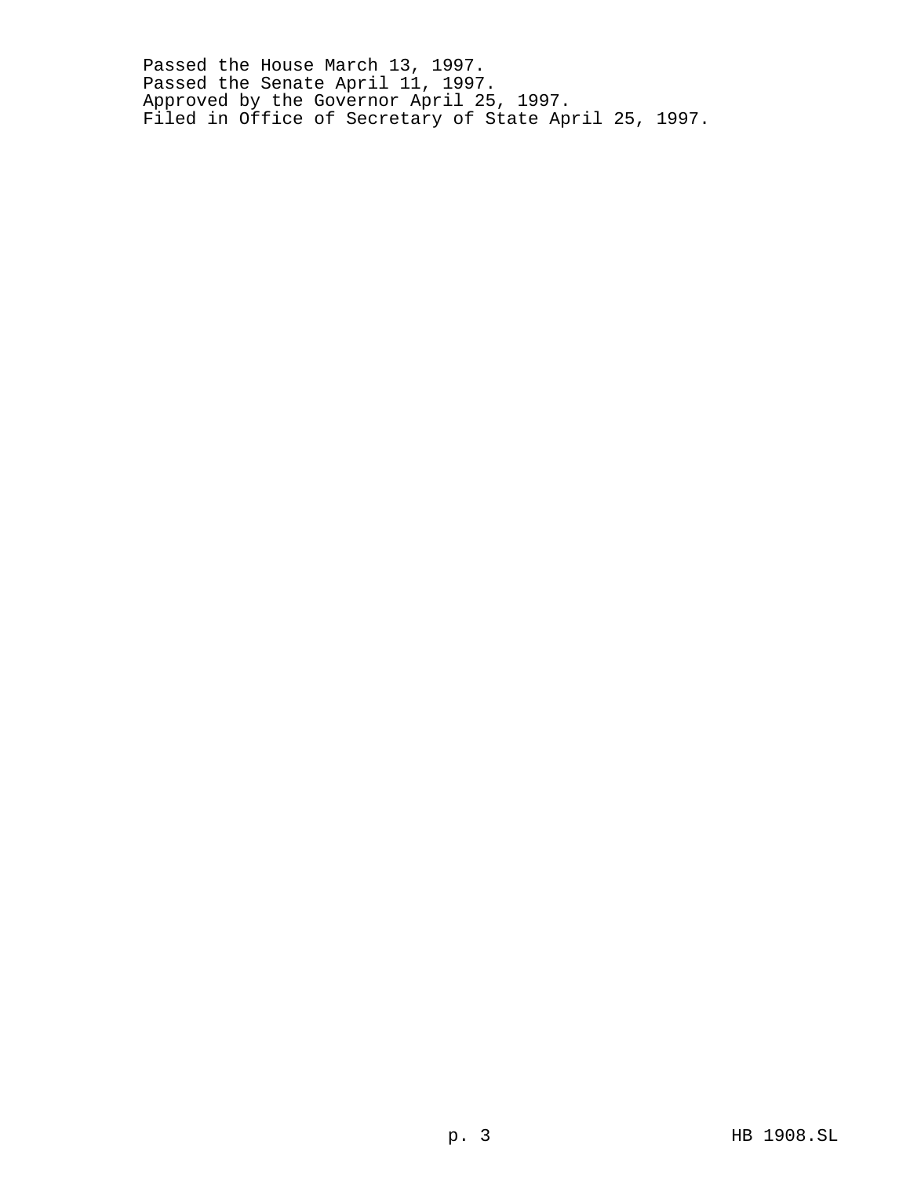Passed the House March 13, 1997.
Passed the Senate April 11, 1997.
Approved by the Governor April 25, 1997.
Filed in Office of Secretary of State April 25, 1997.